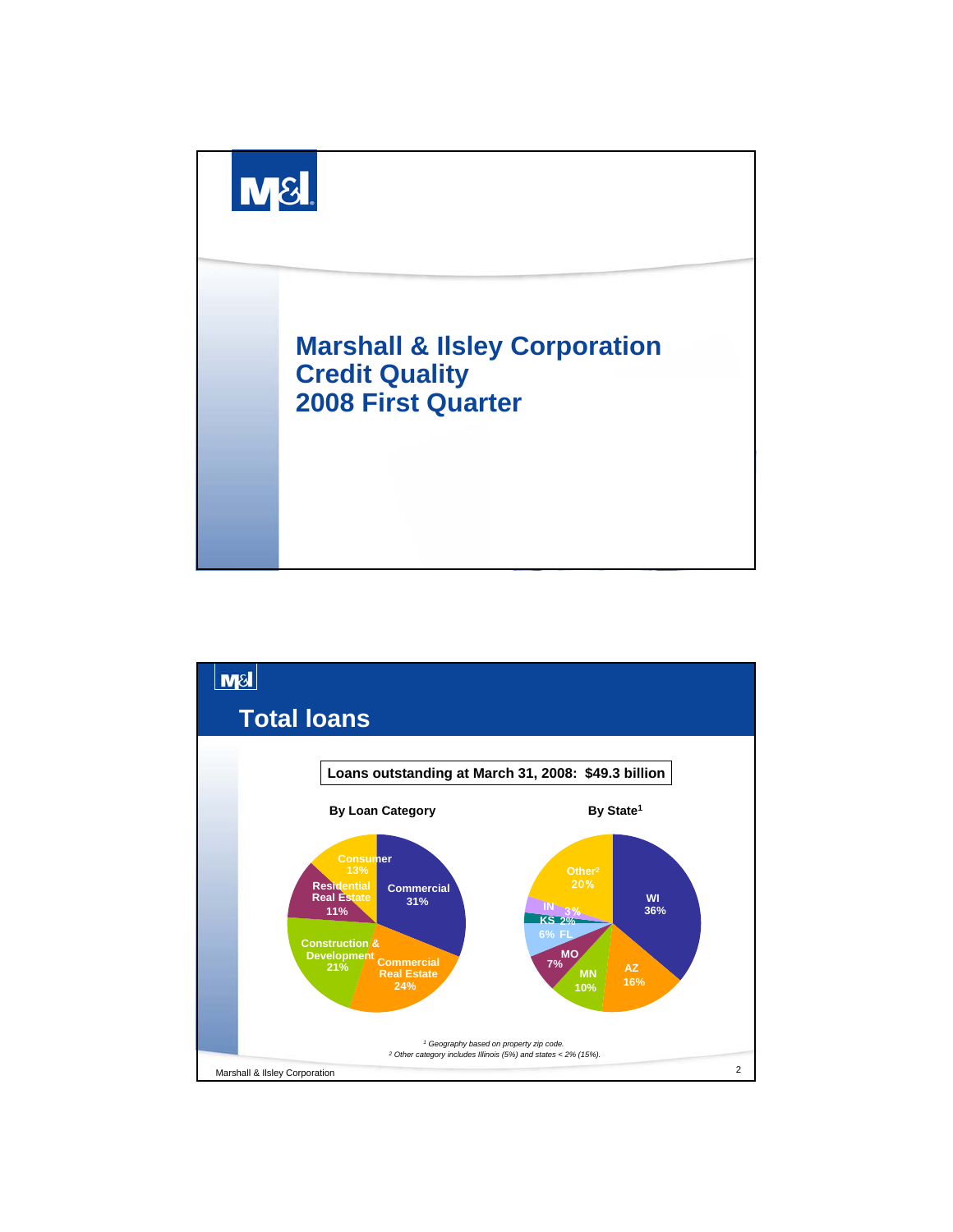# Marshall & Ilsley Corporation
# Credit Quality
# 2008 First Quarter

## Total loans

**Loans outstanding at March 31, 2008: $49.3 billion**

**By Loan Category**

| Category | Percent |
| --- | --- |
| Commercial | 31% |
| Commercial Real Estate | 24% |
| Construction & Development | 21% |
| Residential Real Estate | 11% |
| Consumer | 13% |

**By State[1]**

| State | Percent |
| --- | --- |
| WI | 36% |
| AZ | 16% |
| MN | 10% |
| MO | 7% |
| FL | 6% |
| KS | 2% |
| IN | 3% |
| Other[2] | 20% |

*[1] Geography based on property zip code.*
*[2] Other category includes Illinois (5%) and states < 2% (15%).*

Marshall & Ilsley Corporation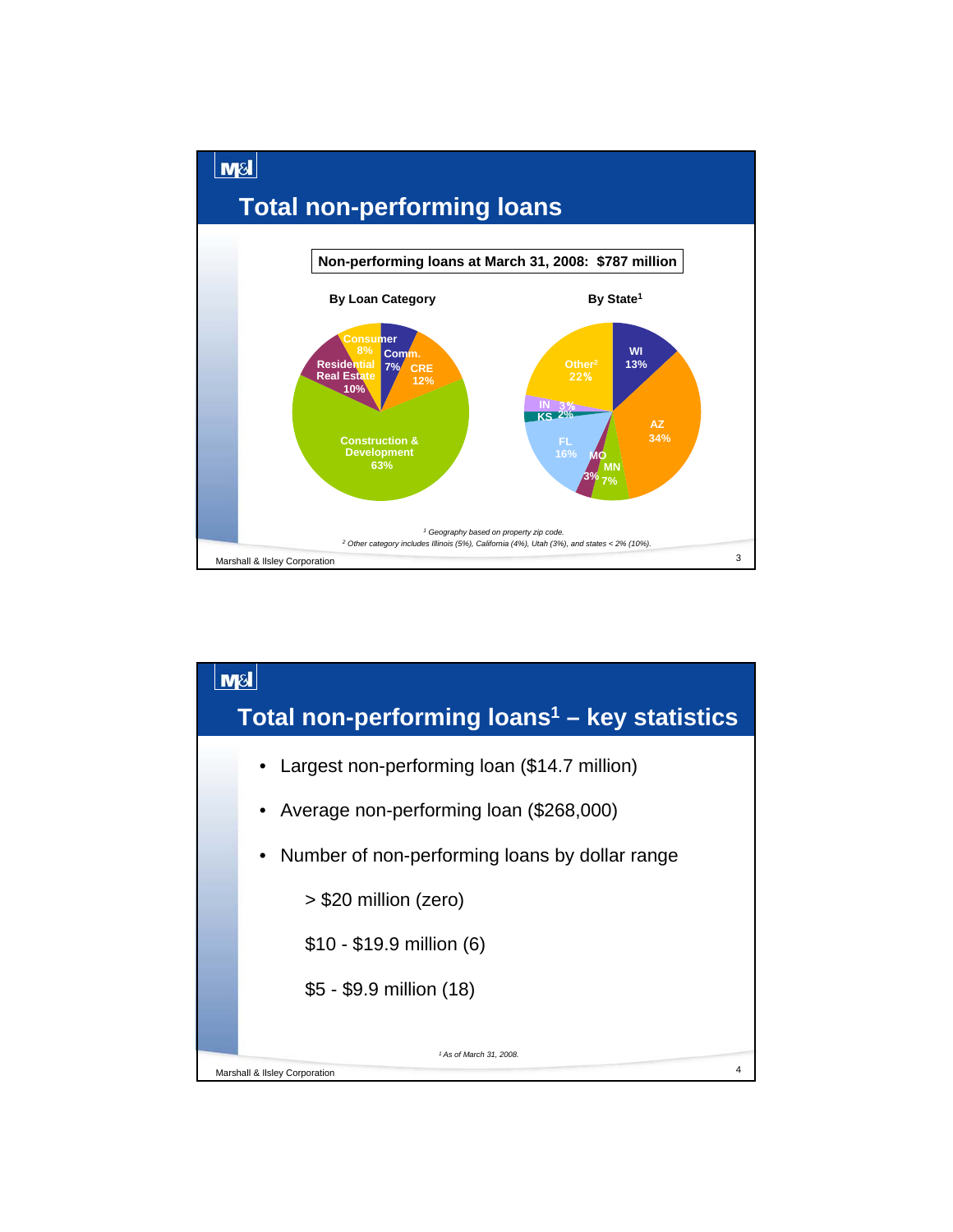## Total non-performing loans

**Non-performing loans at March 31, 2008: $787 million**

**By Loan Category**

| Category | Share |
|---|---|
| Construction & Development | 63% |
| CRE | 12% |
| Residential Real Estate | 10% |
| Consumer | 8% |
| Comm. | 7% |

**By State[1]**

| State | Share |
|---|---|
| AZ | 34% |
| Other[2] | 22% |
| FL | 16% |
| WI | 13% |
| MN | 7% |
| MO | 3% |
| IN | 3% |
| KS | 2% |

*[1] Geography based on property zip code.*

*[2] Other category includes Illinois (5%), California (4%), Utah (3%), and states < 2% (10%).*

## Total non-performing loans[1] – key statistics

- Largest non-performing loan ($14.7 million)
- Average non-performing loan ($268,000)
- Number of non-performing loans by dollar range

  > $20 million (zero)

  $10 - $19.9 million (6)

  $5 - $9.9 million (18)

*[1] As of March 31, 2008.*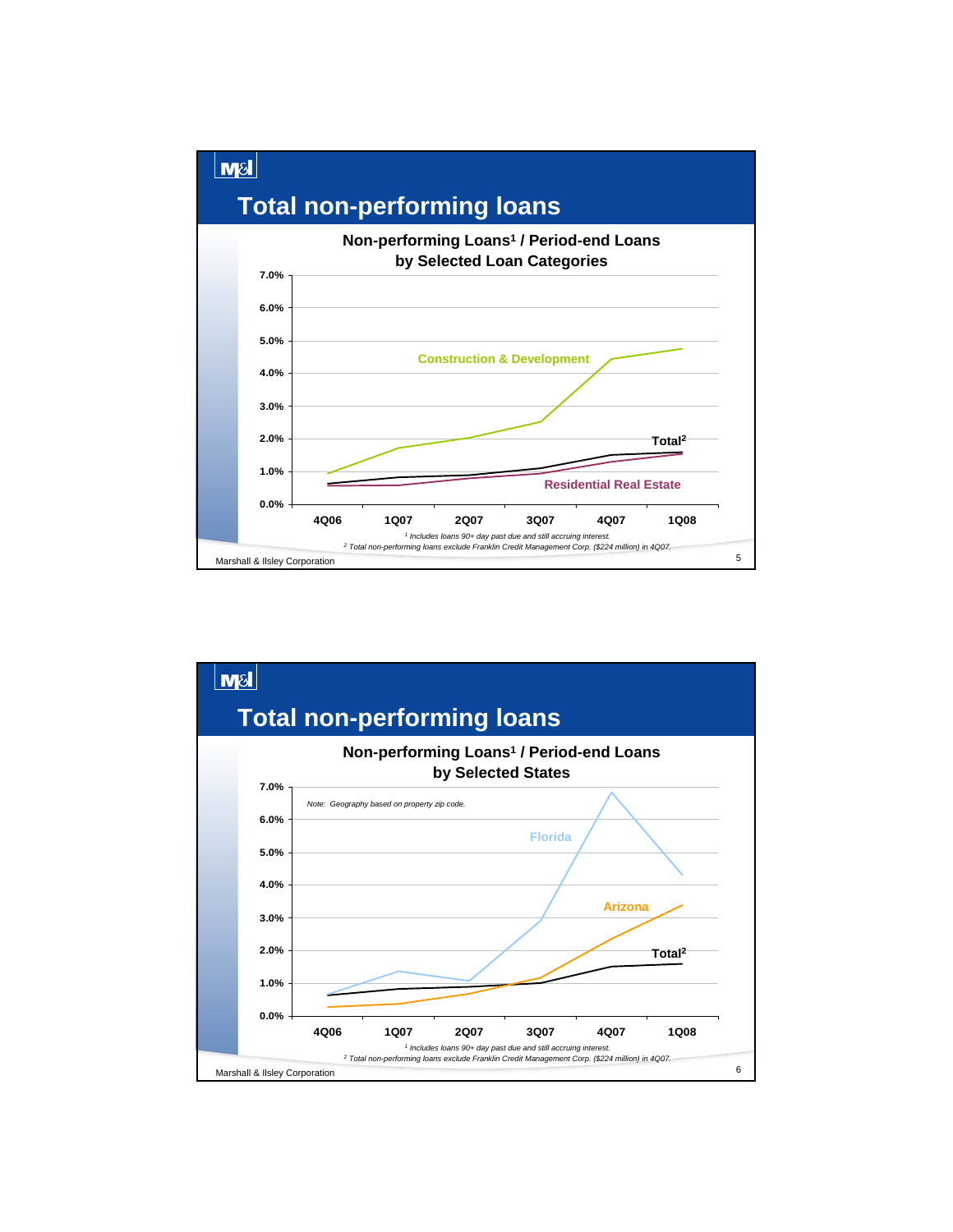# Total non-performing loans

**Non-performing Loans[1] / Period-end Loans by Selected Loan Categories**

7.0%
6.0%
5.0%
4.0%
3.0%
2.0%
1.0%
0.0%

Construction & Development

Total[2]

Residential Real Estate

4Q06 1Q07 2Q07 3Q07 4Q07 1Q08

*[1] Includes loans 90+ day past due and still accruing interest.*
*[2] Total non-performing loans exclude Franklin Credit Management Corp. ($224 million) in 4Q07.*

Marshall & Ilsley Corporation

# Total non-performing loans

**Non-performing Loans[1] / Period-end Loans by Selected States**

*Note: Geography based on property zip code.*

7.0%
6.0%
5.0%
4.0%
3.0%
2.0%
1.0%
0.0%

Florida

Arizona

Total[2]

4Q06 1Q07 2Q07 3Q07 4Q07 1Q08

*[1] Includes loans 90+ day past due and still accruing interest.*
*[2] Total non-performing loans exclude Franklin Credit Management Corp. ($224 million) in 4Q07.*

Marshall & Ilsley Corporation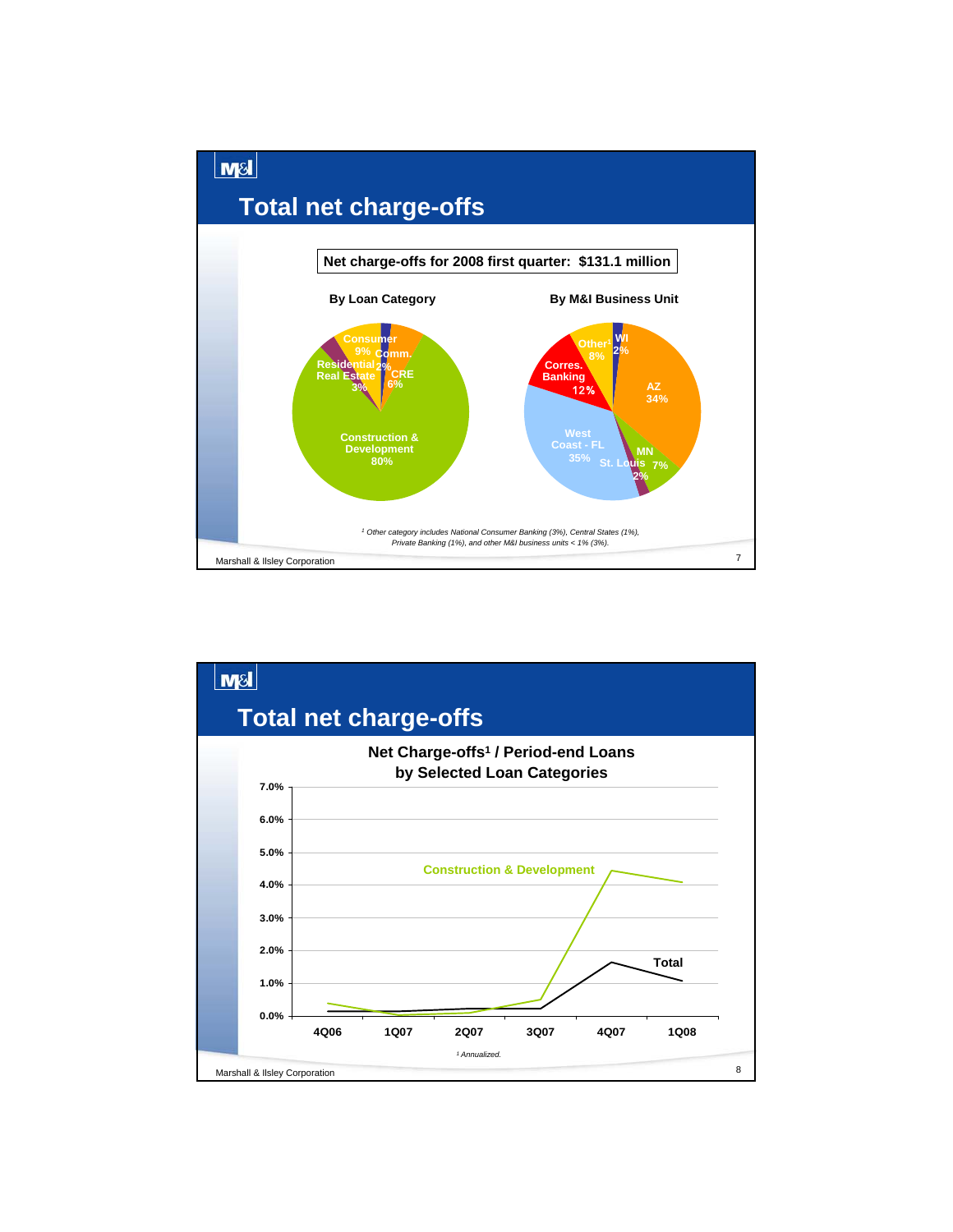# Total net charge-offs

**Net charge-offs for 2008 first quarter: $131.1 million**

**By Loan Category**

| Loan Category | % |
|---|---|
| Construction & Development | 80% |
| Consumer | 9% |
| CRE | 6% |
| Residential Real Estate | 3% |
| Comm. | 2% |

**By M&I Business Unit**

| Business Unit | % |
|---|---|
| West Coast - FL | 35% |
| AZ | 34% |
| Corres. Banking | 12% |
| Other[1] | 8% |
| MN | 7% |
| WI | 2% |
| St. Louis | 2% |

*[1] Other category includes National Consumer Banking (3%), Central States (1%), Private Banking (1%), and other M&I business units < 1% (3%).*

# Total net charge-offs

**Net Charge-offs[1] / Period-end Loans by Selected Loan Categories**

Series: Construction & Development; Total

Y-axis: 0.0% – 7.0%

X-axis: 4Q06, 1Q07, 2Q07, 3Q07, 4Q07, 1Q08

*[1] Annualized.*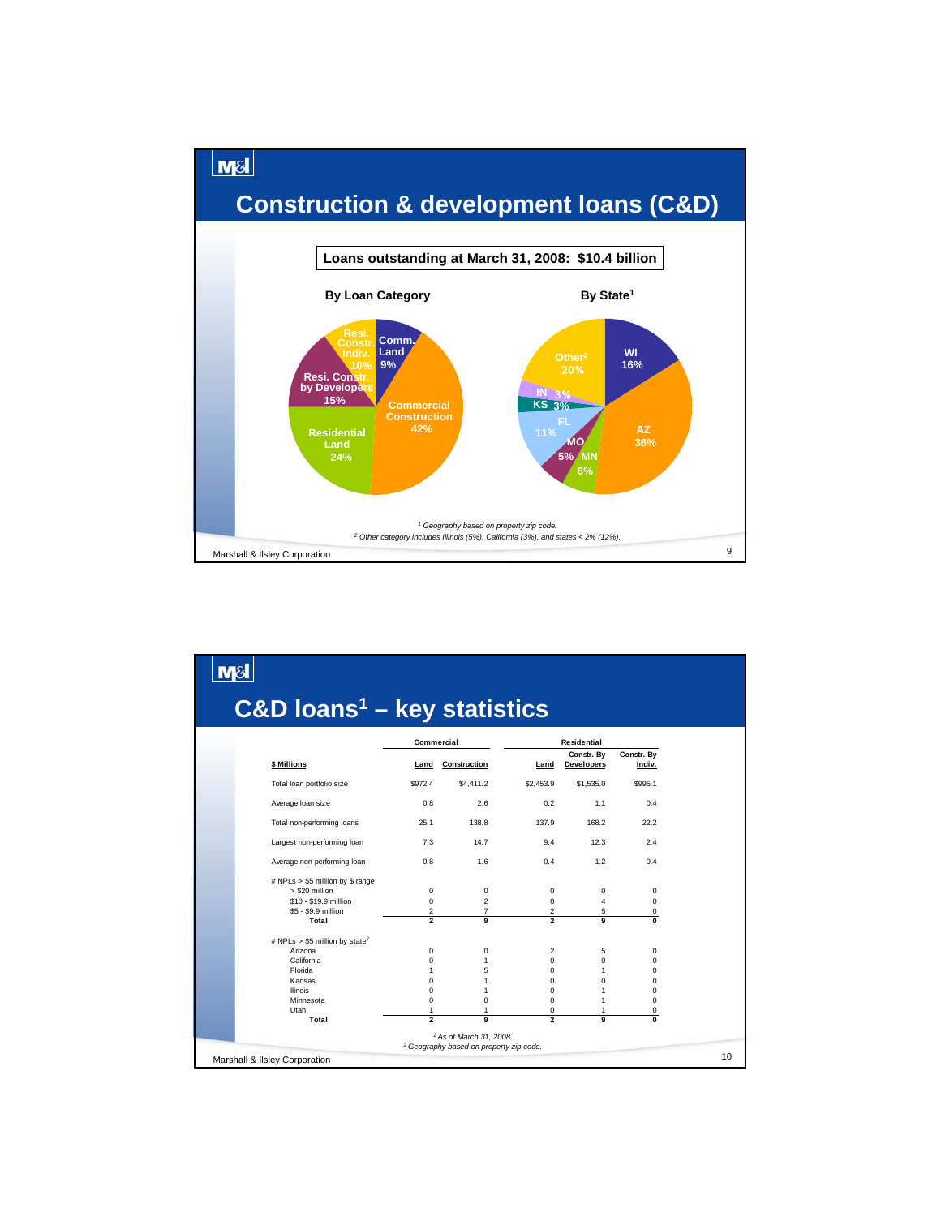# Construction & development loans (C&D)

**Loans outstanding at March 31, 2008: $10.4 billion**

### By Loan Category

| Category | % |
|---|---|
| Commercial Construction | 42% |
| Residential Land | 24% |
| Resi. Constr. by Developers | 15% |
| Resi. Constr. Indiv. | 10% |
| Comm. Land | 9% |

### By State[1]

| State | % |
|---|---|
| AZ | 36% |
| Other[2] | 20% |
| WI | 16% |
| FL | 11% |
| MN | 6% |
| MO | 5% |
| KS | 3% |
| IN | 3% |

[1] Geography based on property zip code.

[2] Other category includes Illinois (5%), California (3%), and states < 2% (12%).

Marshall & Ilsley Corporation

# C&D loans[1] – key statistics

| $ Millions | Commercial Land | Commercial Construction | Residential Land | Residential Constr. By Developers | Residential Constr. By Indiv. |
|---|---|---|---|---|---|
| Total loan portfolio size | $972.4 | $4,411.2 | $2,453.9 | $1,535.0 | $995.1 |
| Average loan size | 0.8 | 2.6 | 0.2 | 1.1 | 0.4 |
| Total non-performing loans | 25.1 | 138.8 | 137.9 | 168.2 | 22.2 |
| Largest non-performing loan | 7.3 | 14.7 | 9.4 | 12.3 | 2.4 |
| Average non-performing loan | 0.8 | 1.6 | 0.4 | 1.2 | 0.4 |
| # NPLs > $5 million by $ range | | | | | |
| > $20 million | 0 | 0 | 0 | 0 | 0 |
| $10 - $19.9 million | 0 | 2 | 0 | 4 | 0 |
| $5 - $9.9 million | 2 | 7 | 2 | 5 | 0 |
| **Total** | **2** | **9** | **2** | **9** | **0** |
| # NPLs > $5 million by state[2] | | | | | |
| Arizona | 0 | 0 | 2 | 5 | 0 |
| California | 0 | 1 | 0 | 0 | 0 |
| Florida | 1 | 5 | 0 | 1 | 0 |
| Kansas | 0 | 1 | 0 | 0 | 0 |
| Ilinois | 0 | 1 | 0 | 1 | 0 |
| Minnesota | 0 | 0 | 0 | 1 | 0 |
| Utah | 1 | 1 | 0 | 1 | 0 |
| **Total** | **2** | **9** | **2** | **9** | **0** |

[1] As of March 31, 2008.

[2] Geography based on property zip code.

Marshall & Ilsley Corporation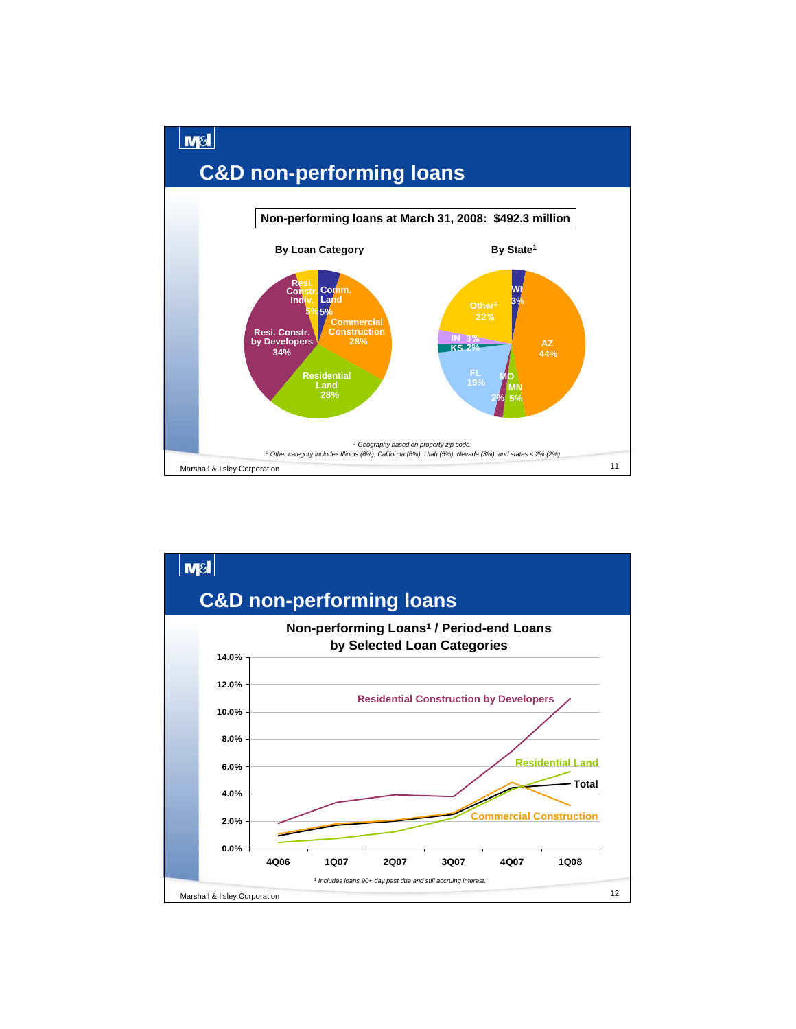## C&D non-performing loans

**Non-performing loans at March 31, 2008: $492.3 million**

**By Loan Category**

- Resi. Constr. Indiv. 5%
- Comm. Land 5%
- Commercial Construction 28%
- Residential Land 28%
- Resi. Constr. by Developers 34%

**By State[1]**

- WI 3%
- AZ 44%
- MN 5%
- MO 2%
- FL 19%
- KS 2%
- IN 3%
- Other[2] 22%

*[1] Geography based on property zip code.*

*[2] Other category includes Illinois (6%), California (6%), Utah (5%), Nevada (3%), and states < 2% (2%).*

## C&D non-performing loans

**Non-performing Loans[1] / Period-end Loans by Selected Loan Categories**

Series shown: Residential Construction by Developers, Residential Land, Total, Commercial Construction

Y-axis: 0.0% – 14.0%

X-axis: 4Q06, 1Q07, 2Q07, 3Q07, 4Q07, 1Q08

*[1] Includes loans 90+ day past due and still accruing interest.*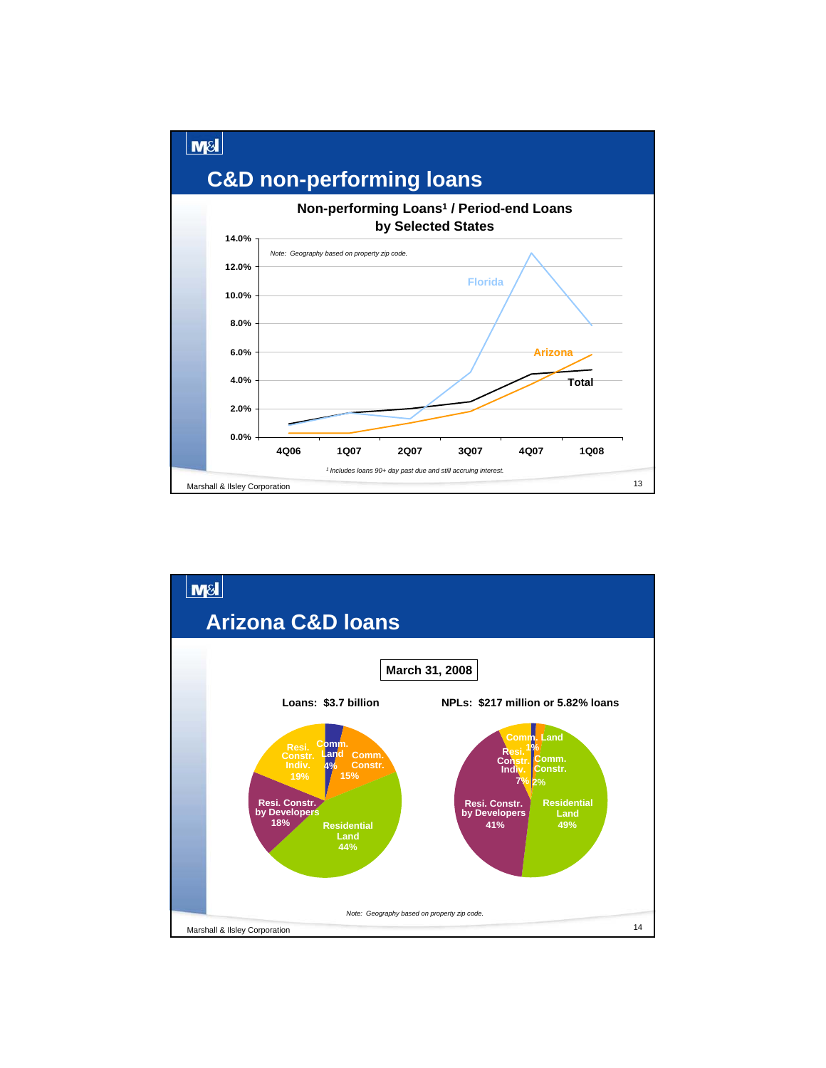## C&D non-performing loans

**Non-performing Loans[1] / Period-end Loans by Selected States**

*Note: Geography based on property zip code.*

[1] *Includes loans 90+ day past due and still accruing interest.*

Marshall & Ilsley Corporation

## Arizona C&D loans

**March 31, 2008**

**Loans: $3.7 billion**

- Comm. Land 4%
- Comm. Constr. 15%
- Residential Land 44%
- Resi. Constr. by Developers 18%
- Resi. Constr. Indiv. 19%

**NPLs: $217 million or 5.82% loans**

- Comm. Land 1%
- Comm. Constr. 2%
- Residential Land 49%
- Resi. Constr. by Developers 41%
- Resi. Constr. Indiv. 7%

*Note: Geography based on property zip code.*

Marshall & Ilsley Corporation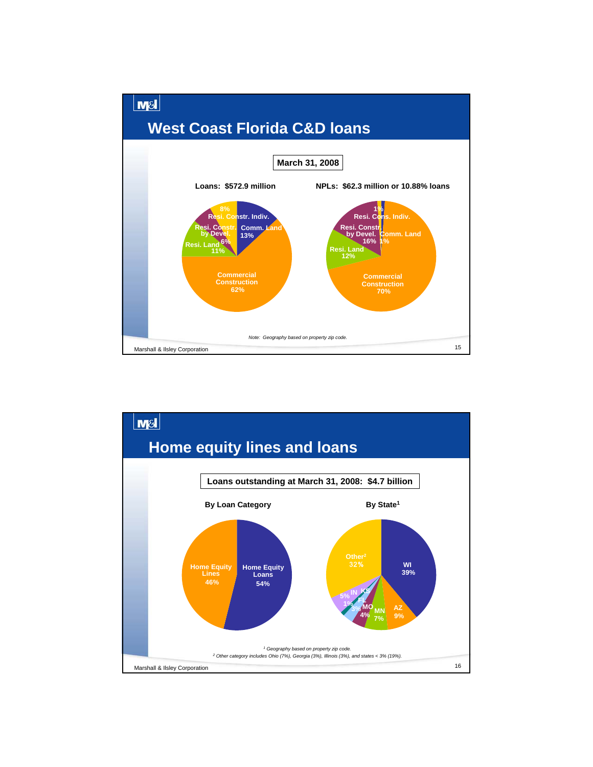# West Coast Florida C&D loans

**March 31, 2008**

**Loans: $572.9 million**

| Category | % |
|---|---|
| Commercial Construction | 62% |
| Comm. Land | 13% |
| Resi. Land | 11% |
| Resi. Constr. Indiv. | 8% |
| Resi. Constr. by Devel. | 6% |

**NPLs: $62.3 million or 10.88% loans**

| Category | % |
|---|---|
| Commercial Construction | 70% |
| Resi. Constr. by Devel. | 16% |
| Resi. Land | 12% |
| Resi. Cons. Indiv. | 1% |
| Comm. Land | 1% |

*Note: Geography based on property zip code.*

Marshall & Ilsley Corporation

# Home equity lines and loans

**Loans outstanding at March 31, 2008: $4.7 billion**

**By Loan Category**

| Category | % |
|---|---|
| Home Equity Loans | 54% |
| Home Equity Lines | 46% |

**By State[1]**

| State | % |
|---|---|
| WI | 39% |
| Other[2] | 32% |
| AZ | 9% |
| MN | 7% |
| IN | 5% |
| MO | 4% |
| FL | 3% |
| KS | 1% |

*[1] Geography based on property zip code.*

*[2] Other category includes Ohio (7%), Georgia (3%), Illinois (3%), and states < 3% (19%).*

Marshall & Ilsley Corporation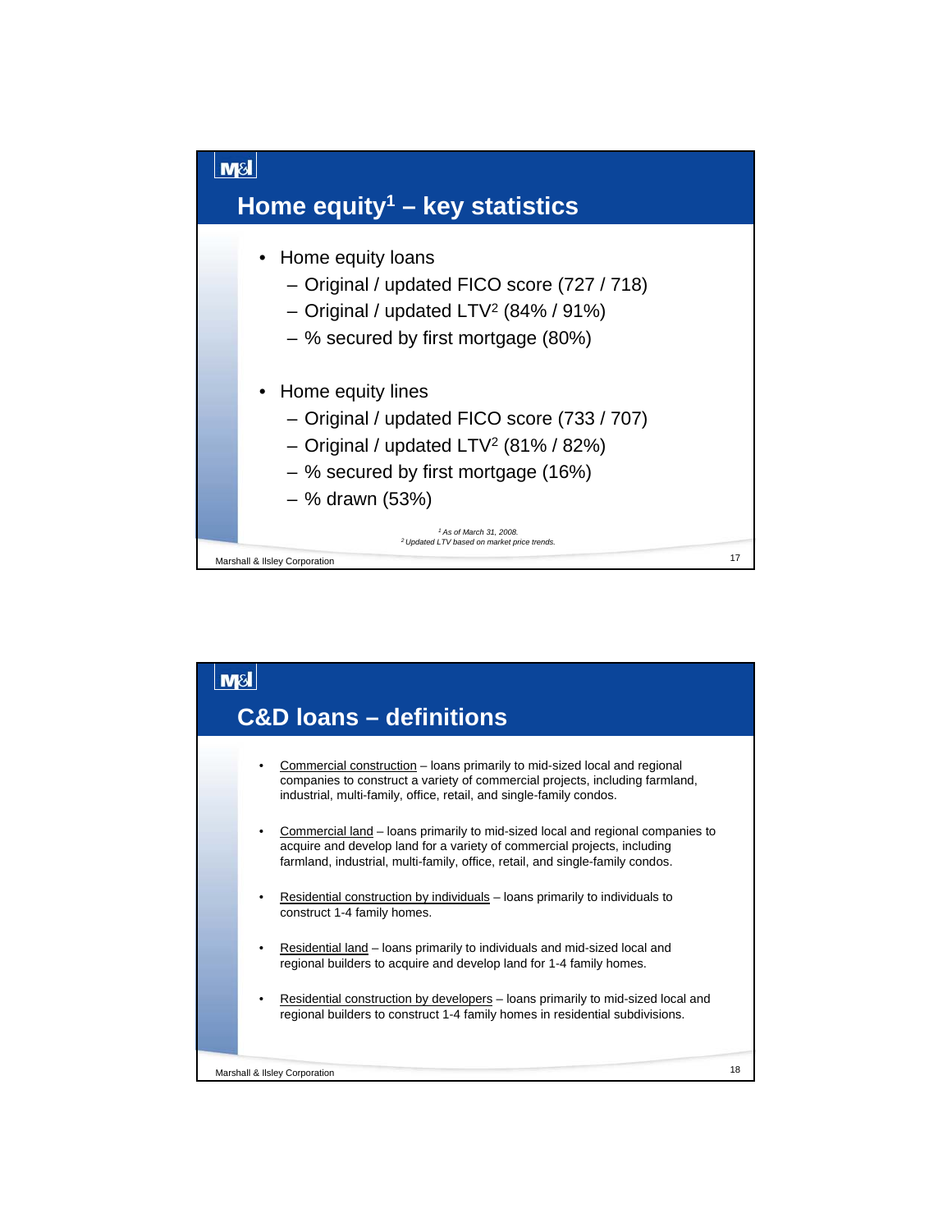## Home equity[1] – key statistics

- Home equity loans
  - Original / updated FICO score (727 / 718)
  - Original / updated LTV[2] (84% / 91%)
  - % secured by first mortgage (80%)
- Home equity lines
  - Original / updated FICO score (733 / 707)
  - Original / updated LTV[2] (81% / 82%)
  - % secured by first mortgage (16%)
  - % drawn (53%)

*[1] As of March 31, 2008.*
*[2] Updated LTV based on market price trends.*

## C&D loans – definitions

- Commercial construction – loans primarily to mid-sized local and regional companies to construct a variety of commercial projects, including farmland, industrial, multi-family, office, retail, and single-family condos.
- Commercial land – loans primarily to mid-sized local and regional companies to acquire and develop land for a variety of commercial projects, including farmland, industrial, multi-family, office, retail, and single-family condos.
- Residential construction by individuals – loans primarily to individuals to construct 1-4 family homes.
- Residential land – loans primarily to individuals and mid-sized local and regional builders to acquire and develop land for 1-4 family homes.
- Residential construction by developers – loans primarily to mid-sized local and regional builders to construct 1-4 family homes in residential subdivisions.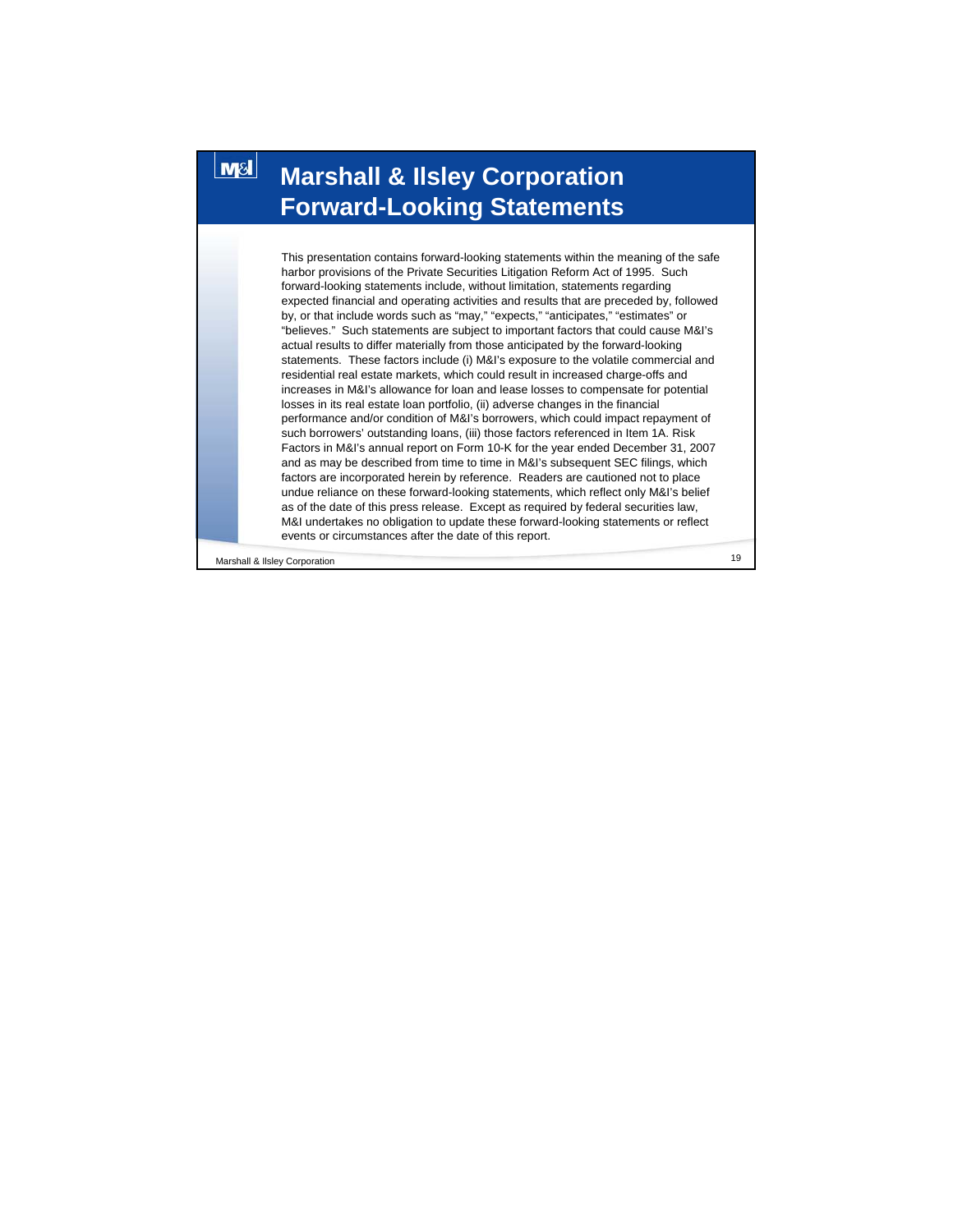# Marshall & Ilsley Corporation Forward-Looking Statements

This presentation contains forward-looking statements within the meaning of the safe harbor provisions of the Private Securities Litigation Reform Act of 1995. Such forward-looking statements include, without limitation, statements regarding expected financial and operating activities and results that are preceded by, followed by, or that include words such as "may," "expects," "anticipates," "estimates" or "believes." Such statements are subject to important factors that could cause M&I's actual results to differ materially from those anticipated by the forward-looking statements. These factors include (i) M&I's exposure to the volatile commercial and residential real estate markets, which could result in increased charge-offs and increases in M&I's allowance for loan and lease losses to compensate for potential losses in its real estate loan portfolio, (ii) adverse changes in the financial performance and/or condition of M&I's borrowers, which could impact repayment of such borrowers' outstanding loans, (iii) those factors referenced in Item 1A. Risk Factors in M&I's annual report on Form 10-K for the year ended December 31, 2007 and as may be described from time to time in M&I's subsequent SEC filings, which factors are incorporated herein by reference. Readers are cautioned not to place undue reliance on these forward-looking statements, which reflect only M&I's belief as of the date of this press release. Except as required by federal securities law, M&I undertakes no obligation to update these forward-looking statements or reflect events or circumstances after the date of this report.